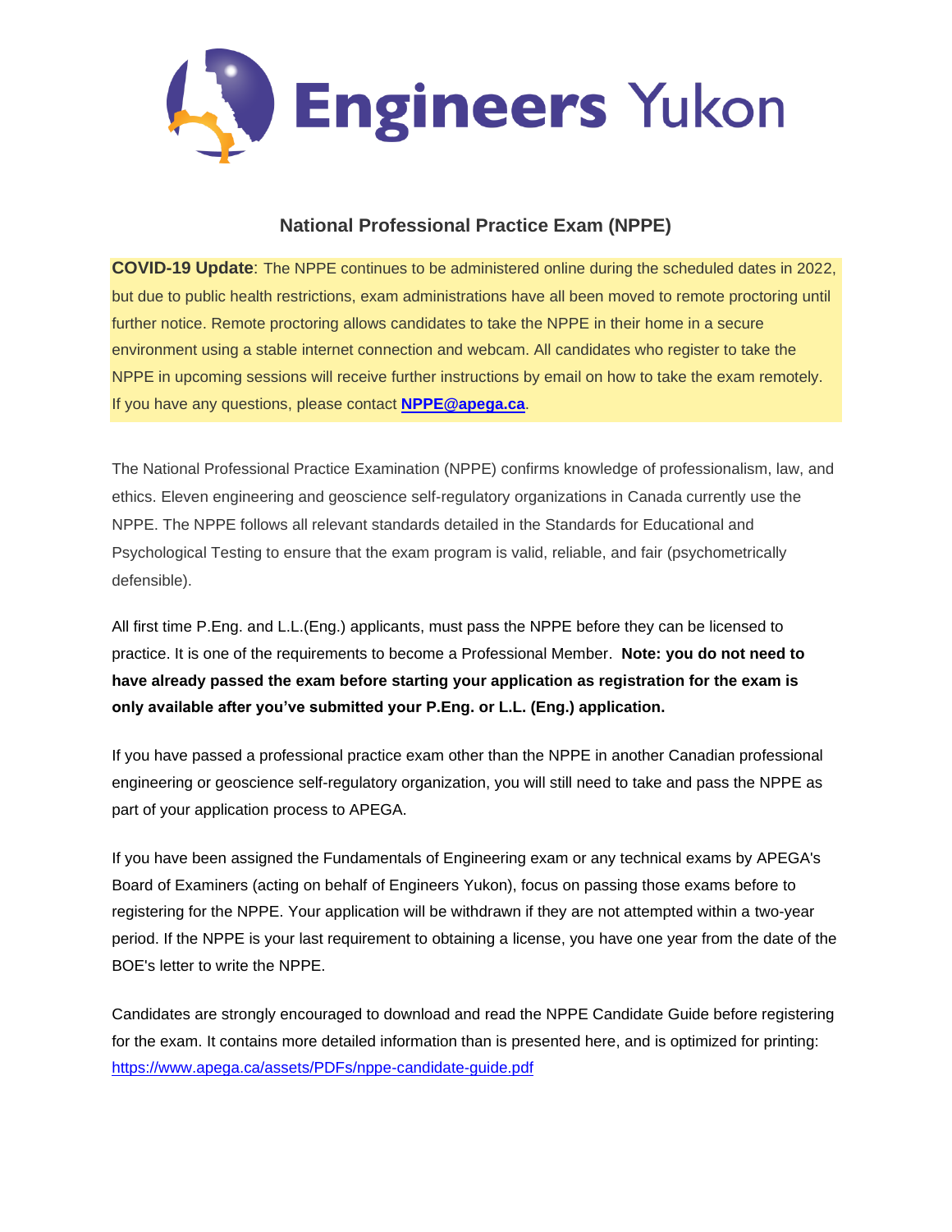Engineers Yukon

## National Professional Practice Exam (NPPE)

**COVID-19 Update**: The NPPE continues to be administered online during the scheduled dates in 2022, but due to public health restrictions, exam administrations have all been moved to remote proctoring until further notice. Remote proctoring allows candidates to take the NPPE in their home in a secure environment using a stable internet connection and webcam. All candidates who register to take the NPPE in upcoming sessions will receive further instructions by email on how to take the exam remotely. If you have any questions, please contact **NPPE@apega.ca**.

The National Professional Practice Examination (NPPE) confirms knowledge of professionalism, law, and ethics. Eleven engineering and geoscience self-regulatory organizations in Canada currently use the NPPE. The NPPE follows all relevant standards detailed in the Standards for Educational and Psychological Testing to ensure that the exam program is valid, reliable, and fair (psychometrically defensible).

All first time P.Eng. and L.L.(Eng.) applicants, must pass the NPPE before they can be licensed to practice. It is one of the requirements to become a Professional Member. **Note: you do not need to have already passed the exam before starting your application as registration for the exam is only available after you've submitted your P.Eng. or L.L. (Eng.) application.**

If you have passed a professional practice exam other than the NPPE in another Canadian professional engineering or geoscience self-regulatory organization, you will still need to take and pass the NPPE as part of your application process to APEGA.

If you have been assigned the Fundamentals of Engineering exam or any technical exams by APEGA's Board of Examiners (acting on behalf of Engineers Yukon), focus on passing those exams before to registering for the NPPE. Your application will be withdrawn if they are not attempted within a two-year period. If the NPPE is your last requirement to obtaining a license, you have one year from the date of the BOE's letter to write the NPPE.

Candidates are strongly encouraged to download and read the NPPE Candidate Guide before registering for the exam. It contains more detailed information than is presented here, and is optimized for printing: https://www.apega.ca/assets/PDFs/nppe-candidate-guide.pdf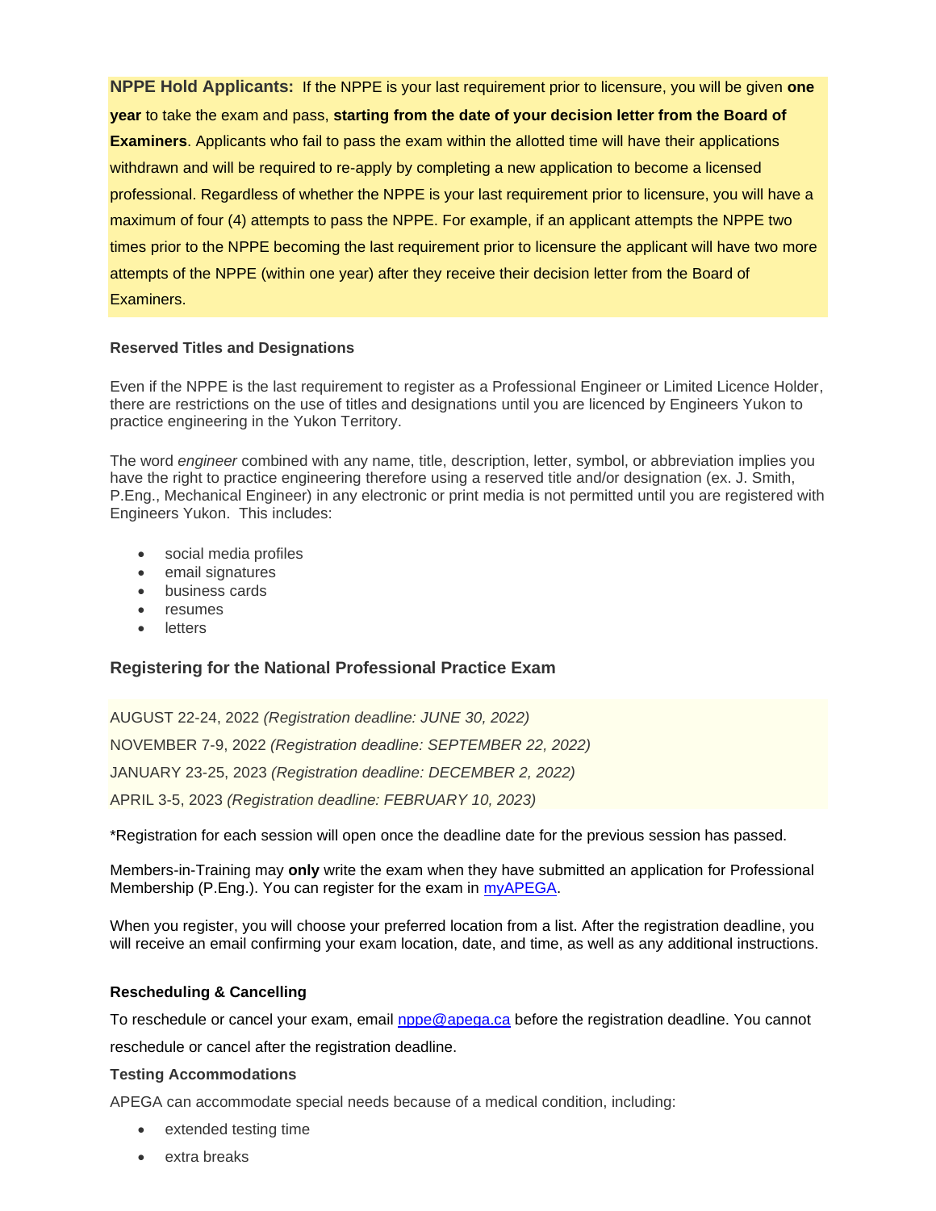**NPPE Hold Applicants:** If the NPPE is your last requirement prior to licensure, you will be given **one year** to take the exam and pass, **starting from the date of your decision letter from the Board of Examiners**. Applicants who fail to pass the exam within the allotted time will have their applications withdrawn and will be required to re-apply by completing a new application to become a licensed professional. Regardless of whether the NPPE is your last requirement prior to licensure, you will have a maximum of four (4) attempts to pass the NPPE. For example, if an applicant attempts the NPPE two times prior to the NPPE becoming the last requirement prior to licensure the applicant will have two more attempts of the NPPE (within one year) after they receive their decision letter from the Board of Examiners.

#### Reserved Titles and Designations

Even if the NPPE is the last requirement to register as a Professional Engineer or Limited Licence Holder, there are restrictions on the use of titles and designations until you are licenced by Engineers Yukon to practice engineering in the Yukon Territory.

The word *engineer* combined with any name, title, description, letter, symbol, or abbreviation implies you have the right to practice engineering therefore using a reserved title and/or designation (ex. J. Smith, P.Eng., Mechanical Engineer) in any electronic or print media is not permitted until you are registered with Engineers Yukon. This includes:

- social media profiles
- email signatures
- business cards
- resumes
- letters

### Registering for the National Professional Practice Exam

AUGUST 22-24, 2022 *(Registration deadline: JUNE 30, 2022)*

NOVEMBER 7-9, 2022 *(Registration deadline: SEPTEMBER 22, 2022)*

JANUARY 23-25, 2023 *(Registration deadline: DECEMBER 2, 2022)*

APRIL 3-5, 2023 *(Registration deadline: FEBRUARY 10, 2023)*

*Registration for each session will open once the deadline date for the previous session has passed.

Members-in-Training may **only** write the exam when they have submitted an application for Professional Membership (P.Eng.). You can register for the exam in myAPEGA.

When you register, you will choose your preferred location from a list. After the registration deadline, you will receive an email confirming your exam location, date, and time, as well as any additional instructions.

#### Rescheduling & Cancelling

To reschedule or cancel your exam, email nppe@apega.ca before the registration deadline. You cannot reschedule or cancel after the registration deadline.

#### Testing Accommodations

APEGA can accommodate special needs because of a medical condition, including:

- extended testing time
- extra breaks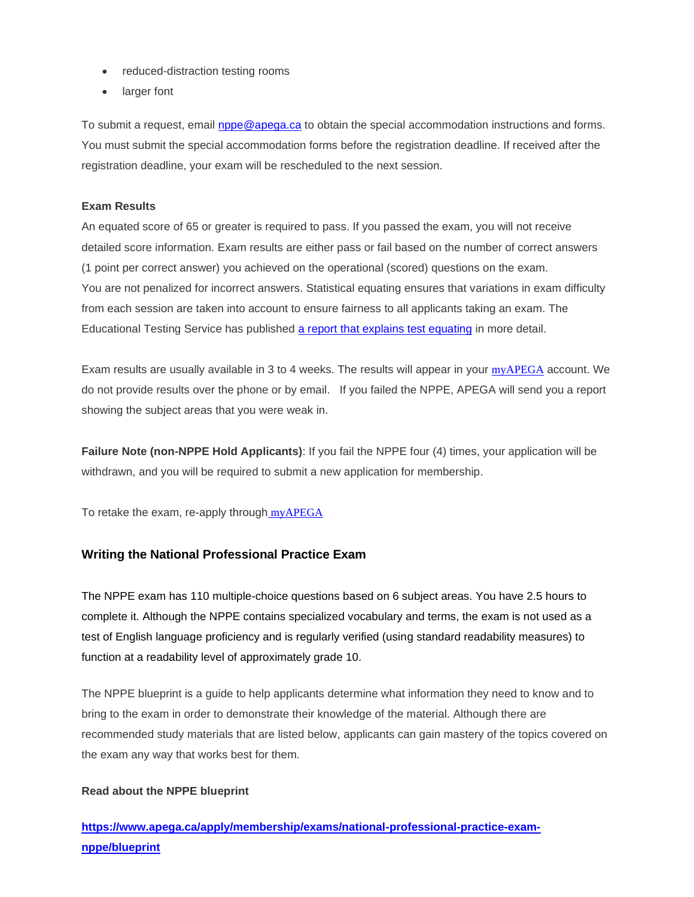- reduced-distraction testing rooms
- larger font

To submit a request, email [nppe@apega.ca](mailto:nppe@apega.ca) to obtain the special accommodation instructions and forms. You must submit the special accommodation forms before the registration deadline. If received after the registration deadline, your exam will be rescheduled to the next session.

**Exam Results**

An equated score of 65 or greater is required to pass. If you passed the exam, you will not receive detailed score information. Exam results are either pass or fail based on the number of correct answers (1 point per correct answer) you achieved on the operational (scored) questions on the exam.
You are not penalized for incorrect answers. Statistical equating ensures that variations in exam difficulty from each session are taken into account to ensure fairness to all applicants taking an exam. The Educational Testing Service has published a report that explains test equating in more detail.

Exam results are usually available in 3 to 4 weeks. The results will appear in your myAPEGA account. We do not provide results over the phone or by email. If you failed the NPPE, APEGA will send you a report showing the subject areas that you were weak in.

**Failure Note (non-NPPE Hold Applicants)**: If you fail the NPPE four (4) times, your application will be withdrawn, and you will be required to submit a new application for membership.

To retake the exam, re-apply through myAPEGA

## Writing the National Professional Practice Exam

The NPPE exam has 110 multiple-choice questions based on 6 subject areas. You have 2.5 hours to complete it. Although the NPPE contains specialized vocabulary and terms, the exam is not used as a test of English language proficiency and is regularly verified (using standard readability measures) to function at a readability level of approximately grade 10.

The NPPE blueprint is a guide to help applicants determine what information they need to know and to bring to the exam in order to demonstrate their knowledge of the material. Although there are recommended study materials that are listed below, applicants can gain mastery of the topics covered on the exam any way that works best for them.

**Read about the NPPE blueprint**

**https://www.apega.ca/apply/membership/exams/national-professional-practice-exam-nppe/blueprint**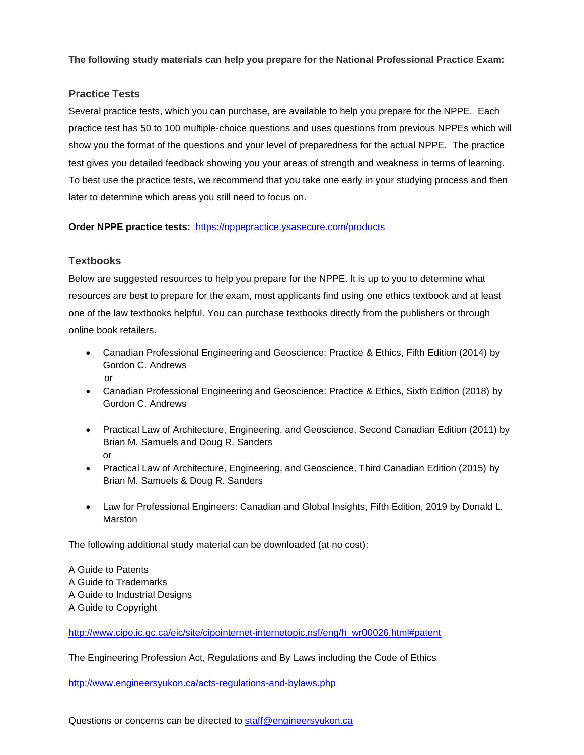**The following study materials can help you prepare for the National Professional Practice Exam:**

## Practice Tests

Several practice tests, which you can purchase, are available to help you prepare for the NPPE. Each practice test has 50 to 100 multiple-choice questions and uses questions from previous NPPEs which will show you the format of the questions and your level of preparedness for the actual NPPE. The practice test gives you detailed feedback showing you your areas of strength and weakness in terms of learning. To best use the practice tests, we recommend that you take one early in your studying process and then later to determine which areas you still need to focus on.

**Order NPPE practice tests:** https://nppepractice.ysasecure.com/products

## Textbooks

Below are suggested resources to help you prepare for the NPPE. It is up to you to determine what resources are best to prepare for the exam, most applicants find using one ethics textbook and at least one of the law textbooks helpful. You can purchase textbooks directly from the publishers or through online book retailers.

- Canadian Professional Engineering and Geoscience: Practice & Ethics, Fifth Edition (2014) by Gordon C. Andrews
  or
- Canadian Professional Engineering and Geoscience: Practice & Ethics, Sixth Edition (2018) by Gordon C. Andrews

- Practical Law of Architecture, Engineering, and Geoscience, Second Canadian Edition (2011) by Brian M. Samuels and Doug R. Sanders
  or
- Practical Law of Architecture, Engineering, and Geoscience, Third Canadian Edition (2015) by Brian M. Samuels & Doug R. Sanders

- Law for Professional Engineers: Canadian and Global Insights, Fifth Edition, 2019 by Donald L. Marston

The following additional study material can be downloaded (at no cost):

A Guide to Patents
A Guide to Trademarks
A Guide to Industrial Designs
A Guide to Copyright

http://www.cipo.ic.gc.ca/eic/site/cipointernet-internetopic.nsf/eng/h_wr00026.html#patent

The Engineering Profession Act, Regulations and By Laws including the Code of Ethics

http://www.engineersyukon.ca/acts-regulations-and-bylaws.php

Questions or concerns can be directed to staff@engineersyukon.ca